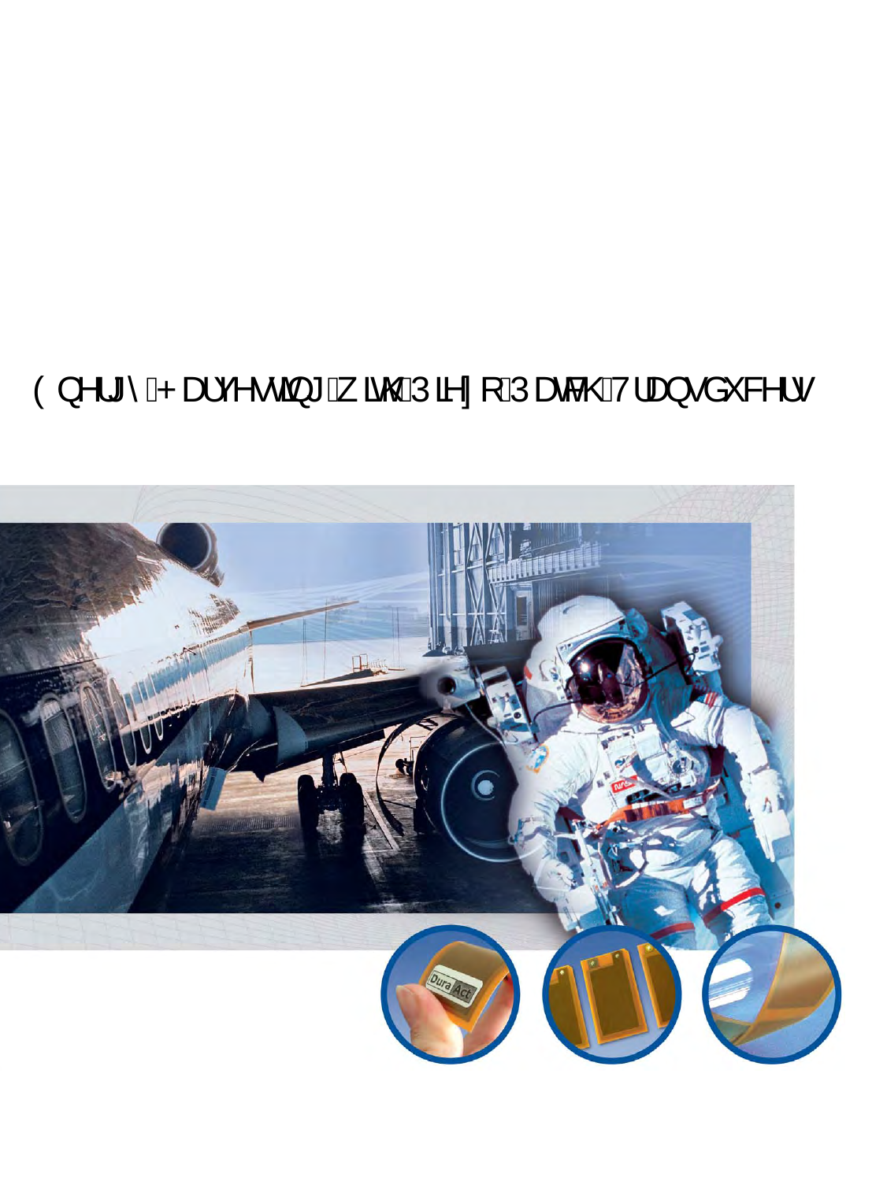# Energy Harvesting with Piezo Patch Transducers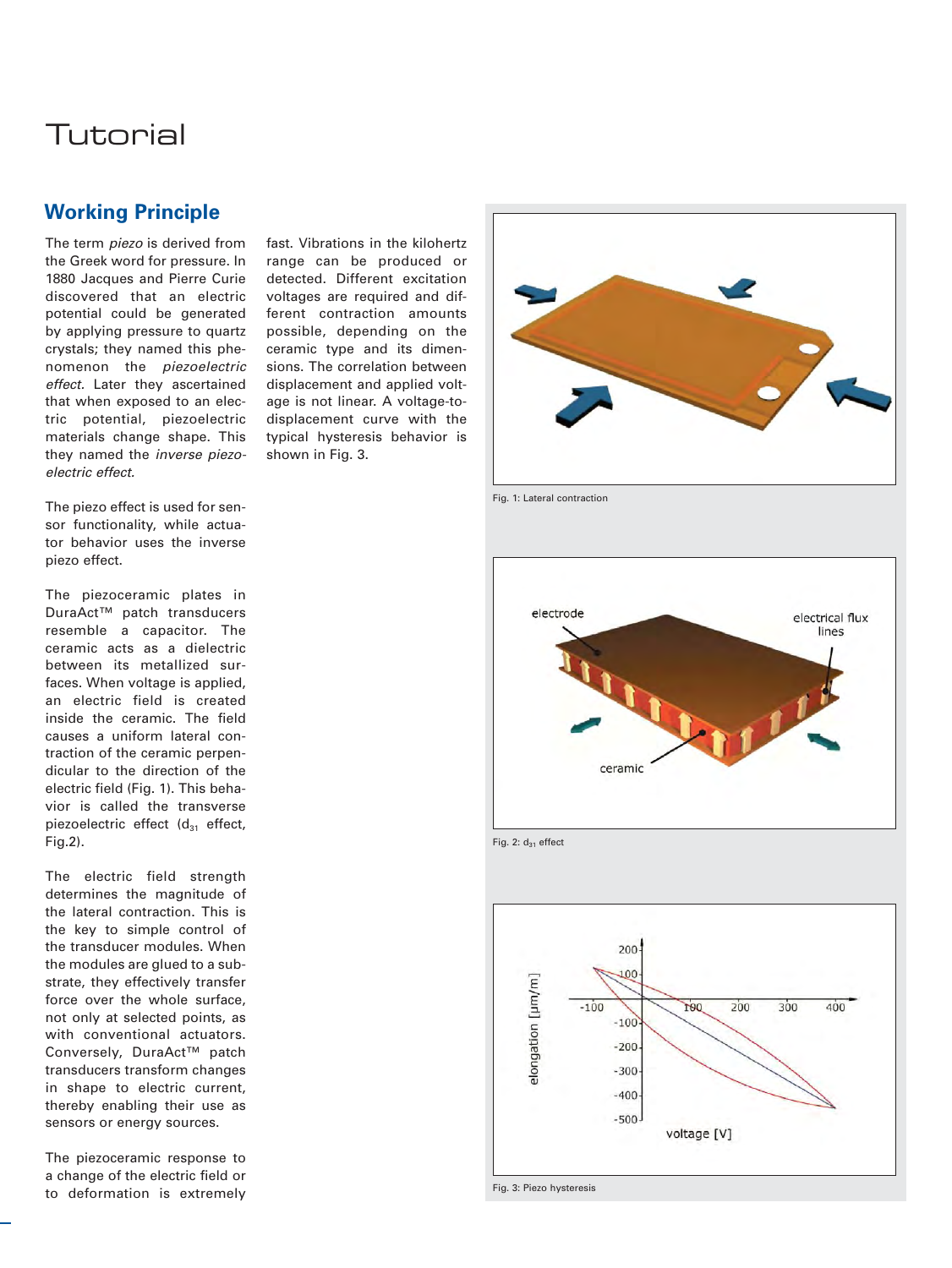# Tutorial

## Working Principle

The term *piezo* is derived from the Greek word for pressure. In 1880 Jacques and Pierre Curie discovered that an electric potential could be generated by applying pressure to quartz crystals; they named this phenomenon the *piezoelectric effect*. Later they ascertained that when exposed to an electric potential, piezoelectric materials change shape. This they named the *inverse piezoelectric effect.*

The piezo effect is used for sensor functionality, while actuator behavior uses the inverse piezo effect.

The piezoceramic plates in DuraAct™ patch transducers resemble a capacitor. The ceramic acts as a dielectric between its metallized surfaces. When voltage is applied, an electric field is created inside the ceramic. The field causes a uniform lateral contraction of the ceramic perpendicular to the direction of the electric field (Fig. 1). This behavior is called the transverse piezoelectric effect ($d_{31}$ effect, Fig.2).

The electric field strength determines the magnitude of the lateral contraction. This is the key to simple control of the transducer modules. When the modules are glued to a substrate, they effectively transfer force over the whole surface, not only at selected points, as with conventional actuators. Conversely, DuraAct™ patch transducers transform changes in shape to electric current, thereby enabling their use as sensors or energy sources.

The piezoceramic response to a change of the electric field or to deformation is extremely fast. Vibrations in the kilohertz range can be produced or detected. Different excitation voltages are required and different contraction amounts possible, depending on the ceramic type and its dimensions. The correlation between displacement and applied voltage is not linear. A voltage-to-displacement curve with the typical hysteresis behavior is shown in Fig. 3.

Fig. 1: Lateral contraction

Fig. 2: $d_{31}$ effect

Fig. 3: Piezo hysteresis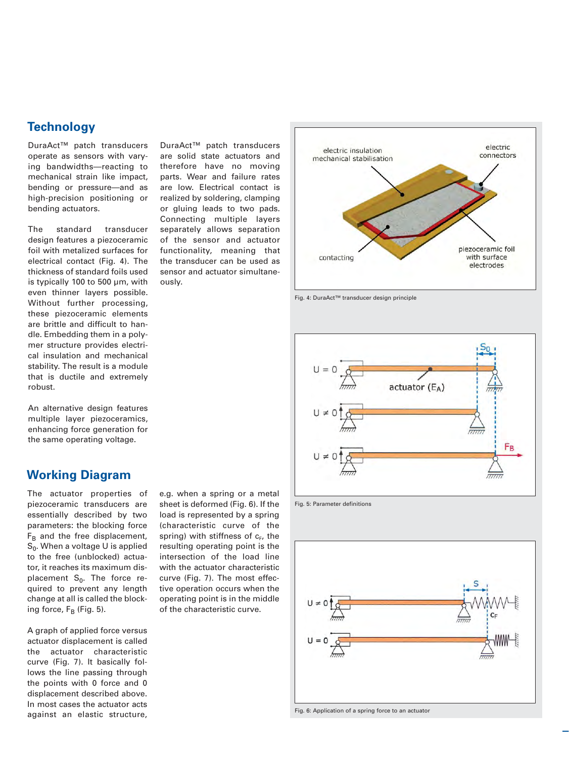## Technology

DuraAct™ patch transducers operate as sensors with varying bandwidths—reacting to mechanical strain like impact, bending or pressure—and as high-precision positioning or bending actuators.

The standard transducer design features a piezoceramic foil with metalized surfaces for electrical contact (Fig. 4). The thickness of standard foils used is typically 100 to 500 µm, with even thinner layers possible. Without further processing, these piezoceramic elements are brittle and difficult to handle. Embedding them in a polymer structure provides electrical insulation and mechanical stability. The result is a module that is ductile and extremely robust.

An alternative design features multiple layer piezoceramics, enhancing force generation for the same operating voltage.

DuraAct™ patch transducers are solid state actuators and therefore have no moving parts. Wear and failure rates are low. Electrical contact is realized by soldering, clamping or gluing leads to two pads. Connecting multiple layers separately allows separation of the sensor and actuator functionality, meaning that the transducer can be used as sensor and actuator simultaneously.

Fig. 4: DuraAct™ transducer design principle

## Working Diagram

The actuator properties of piezoceramic transducers are essentially described by two parameters: the blocking force $F_B$ and the free displacement, $S_0$. When a voltage U is applied to the free (unblocked) actuator, it reaches its maximum displacement $S_0$. The force required to prevent any length change at all is called the blocking force, $F_B$ (Fig. 5).

A graph of applied force versus actuator displacement is called the actuator characteristic curve (Fig. 7). It basically follows the line passing through the points with 0 force and 0 displacement described above. In most cases the actuator acts against an elastic structure, e.g. when a spring or a metal sheet is deformed (Fig. 6). If the load is represented by a spring (characteristic curve of the spring) with stiffness of $c_F$, the resulting operating point is the intersection of the load line with the actuator characteristic curve (Fig. 7). The most effective operation occurs when the operating point is in the middle of the characteristic curve.

Fig. 5: Parameter definitions

Fig. 6: Application of a spring force to an actuator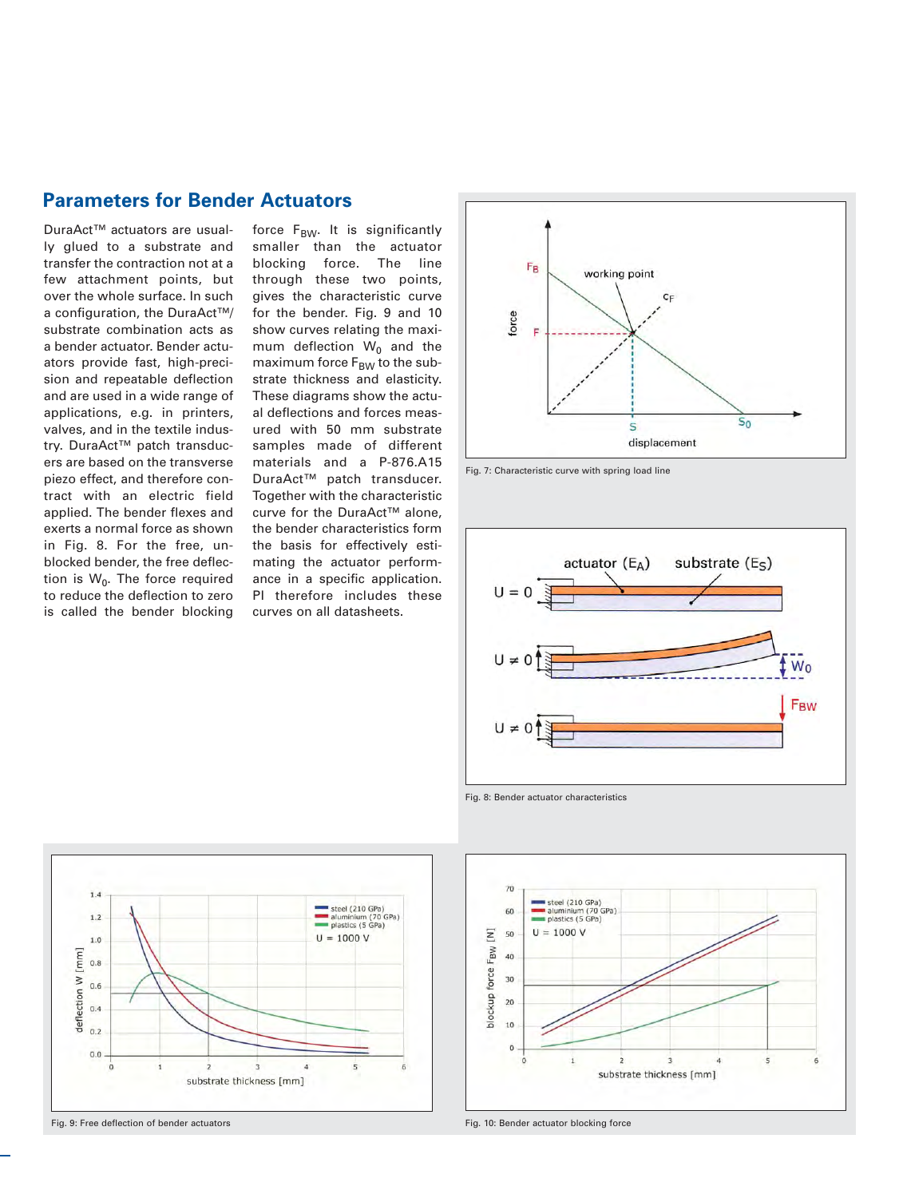## Parameters for Bender Actuators

DuraAct™ actuators are usually glued to a substrate and transfer the contraction not at a few attachment points, but over the whole surface. In such a configuration, the DuraAct™/substrate combination acts as a bender actuator. Bender actuators provide fast, high-precision and repeatable deflection and are used in a wide range of applications, e.g. in printers, valves, and in the textile industry. DuraAct™ patch transducers are based on the transverse piezo effect, and therefore contract with an electric field applied. The bender flexes and exerts a normal force as shown in Fig. 8. For the free, unblocked bender, the free deflection is $W_0$. The force required to reduce the deflection to zero is called the bender blocking force $F_{BW}$. It is significantly smaller than the actuator blocking force. The line through these two points, gives the characteristic curve for the bender. Fig. 9 and 10 show curves relating the maximum deflection $W_0$ and the maximum force $F_{BW}$ to the substrate thickness and elasticity. These diagrams show the actual deflections and forces measured with 50 mm substrate samples made of different materials and a P-876.A15 DuraAct™ patch transducer. Together with the characteristic curve for the DuraAct™ alone, the bender characteristics form the basis for effectively estimating the actuator performance in a specific application. PI therefore includes these curves on all datasheets.

Fig. 7: Characteristic curve with spring load line

Fig. 8: Bender actuator characteristics

Fig. 9: Free deflection of bender actuators

Fig. 10: Bender actuator blocking force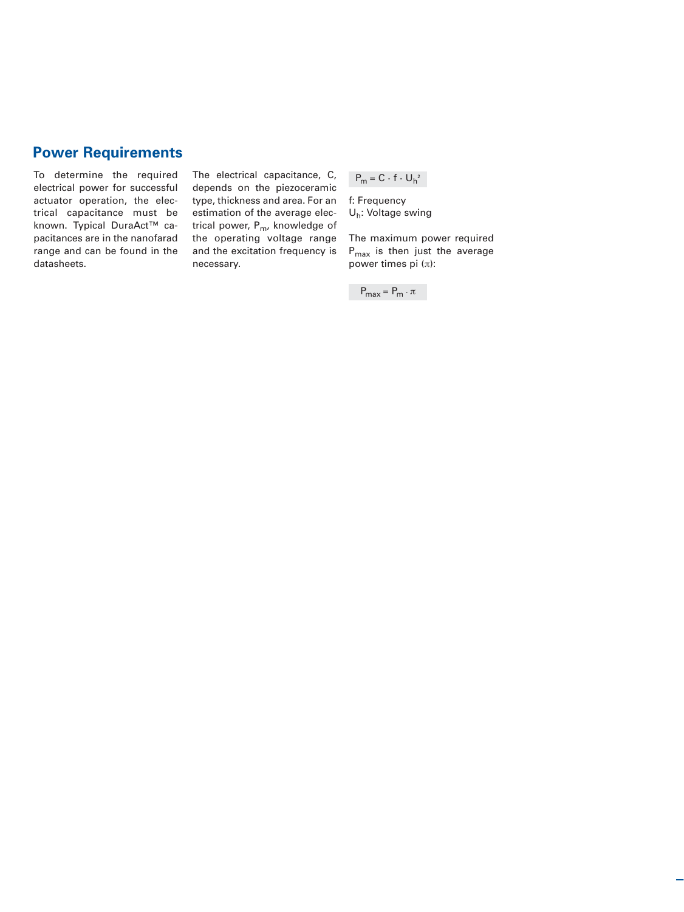## Power Requirements

To determine the required electrical power for successful actuator operation, the electrical capacitance must be known. Typical DuraAct™ capacitances are in the nanofarad range and can be found in the datasheets.

The electrical capacitance, C, depends on the piezoceramic type, thickness and area. For an estimation of the average electrical power, $P_m$, knowledge of the operating voltage range and the excitation frequency is necessary.

$$P_m = C \cdot f \cdot U_h^2$$

f: Frequency
$U_h$: Voltage swing

The maximum power required $P_{max}$ is then just the average power times pi ($\pi$):

$$P_{max} = P_m \cdot \pi$$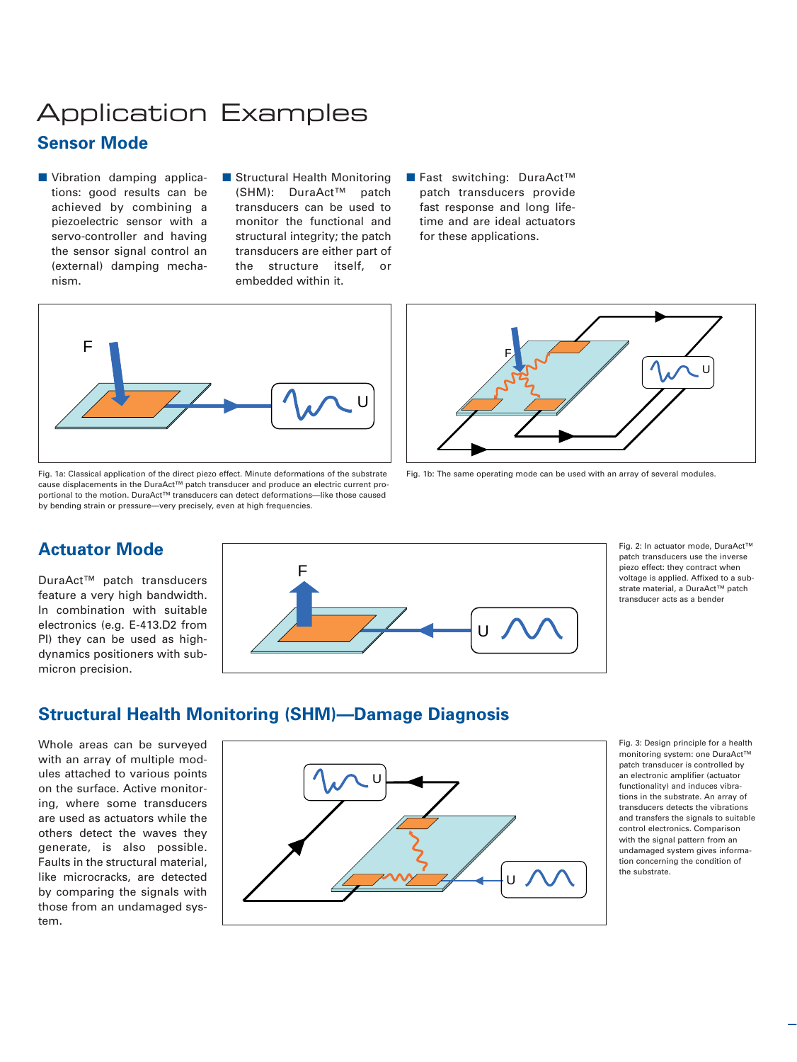# Application Examples

## Sensor Mode

- Vibration damping applications: good results can be achieved by combining a piezoelectric sensor with a servo-controller and having the sensor signal control an (external) damping mechanism.
- Structural Health Monitoring (SHM): DuraAct™ patch transducers can be used to monitor the functional and structural integrity; the patch transducers are either part of the structure itself, or embedded within it.
- Fast switching: DuraAct™ patch transducers provide fast response and long lifetime and are ideal actuators for these applications.

Fig. 1a: Classical application of the direct piezo effect. Minute deformations of the substrate cause displacements in the DuraAct™ patch transducer and produce an electric current proportional to the motion. DuraAct™ transducers can detect deformations—like those caused by bending strain or pressure—very precisely, even at high frequencies.

Fig. 1b: The same operating mode can be used with an array of several modules.

## Actuator Mode

DuraAct™ patch transducers feature a very high bandwidth. In combination with suitable electronics (e.g. E-413.D2 from PI) they can be used as high-dynamics positioners with sub-micron precision.

Fig. 2: In actuator mode, DuraAct™ patch transducers use the inverse piezo effect: they contract when voltage is applied. Affixed to a substrate material, a DuraAct™ patch transducer acts as a bender

## Structural Health Monitoring (SHM)—Damage Diagnosis

Whole areas can be surveyed with an array of multiple modules attached to various points on the surface. Active monitoring, where some transducers are used as actuators while the others detect the waves they generate, is also possible. Faults in the structural material, like microcracks, are detected by comparing the signals with those from an undamaged system.

Fig. 3: Design principle for a health monitoring system: one DuraAct™ patch transducer is controlled by an electronic amplifier (actuator functionality) and induces vibrations in the substrate. An array of transducers detects the vibrations and transfers the signals to suitable control electronics. Comparison with the signal pattern from an undamaged system gives information concerning the condition of the substrate.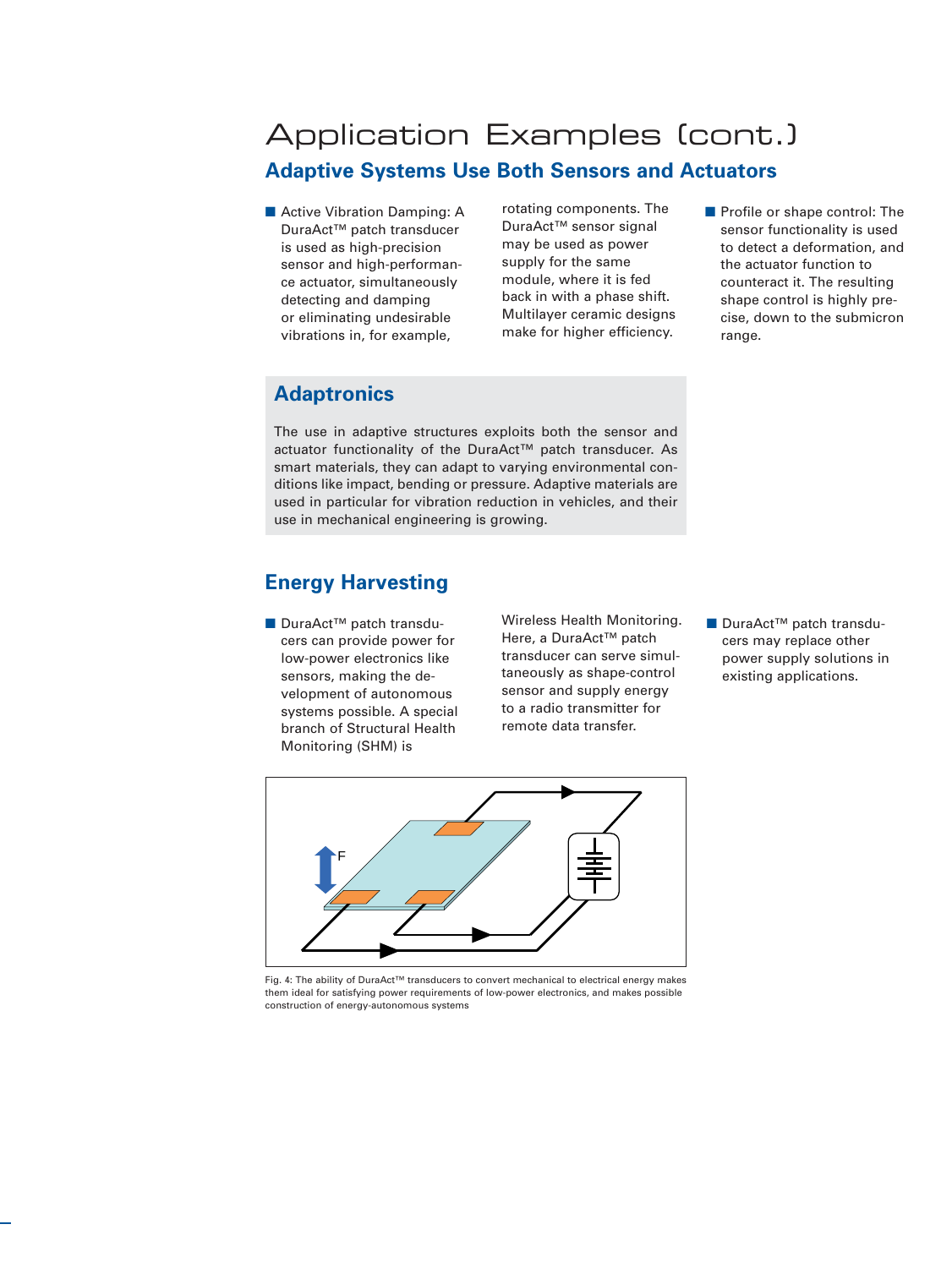# Application Examples (cont.)

## Adaptive Systems Use Both Sensors and Actuators

- Active Vibration Damping: A DuraAct™ patch transducer is used as high-precision sensor and high-performance actuator, simultaneously detecting and damping or eliminating undesirable vibrations in, for example, rotating components. The DuraAct™ sensor signal may be used as power supply for the same module, where it is fed back in with a phase shift. Multilayer ceramic designs make for higher efficiency.
- Profile or shape control: The sensor functionality is used to detect a deformation, and the actuator function to counteract it. The resulting shape control is highly precise, down to the submicron range.

## Adaptronics

The use in adaptive structures exploits both the sensor and actuator functionality of the DuraAct™ patch transducer. As smart materials, they can adapt to varying environmental conditions like impact, bending or pressure. Adaptive materials are used in particular for vibration reduction in vehicles, and their use in mechanical engineering is growing.

## Energy Harvesting

- DuraAct™ patch transducers can provide power for low-power electronics like sensors, making the development of autonomous systems possible. A special branch of Structural Health Monitoring (SHM) is Wireless Health Monitoring. Here, a DuraAct™ patch transducer can serve simultaneously as shape-control sensor and supply energy to a radio transmitter for remote data transfer.
- DuraAct™ patch transducers may replace other power supply solutions in existing applications.

Fig. 4: The ability of DuraAct™ transducers to convert mechanical to electrical energy makes them ideal for satisfying power requirements of low-power electronics, and makes possible construction of energy-autonomous systems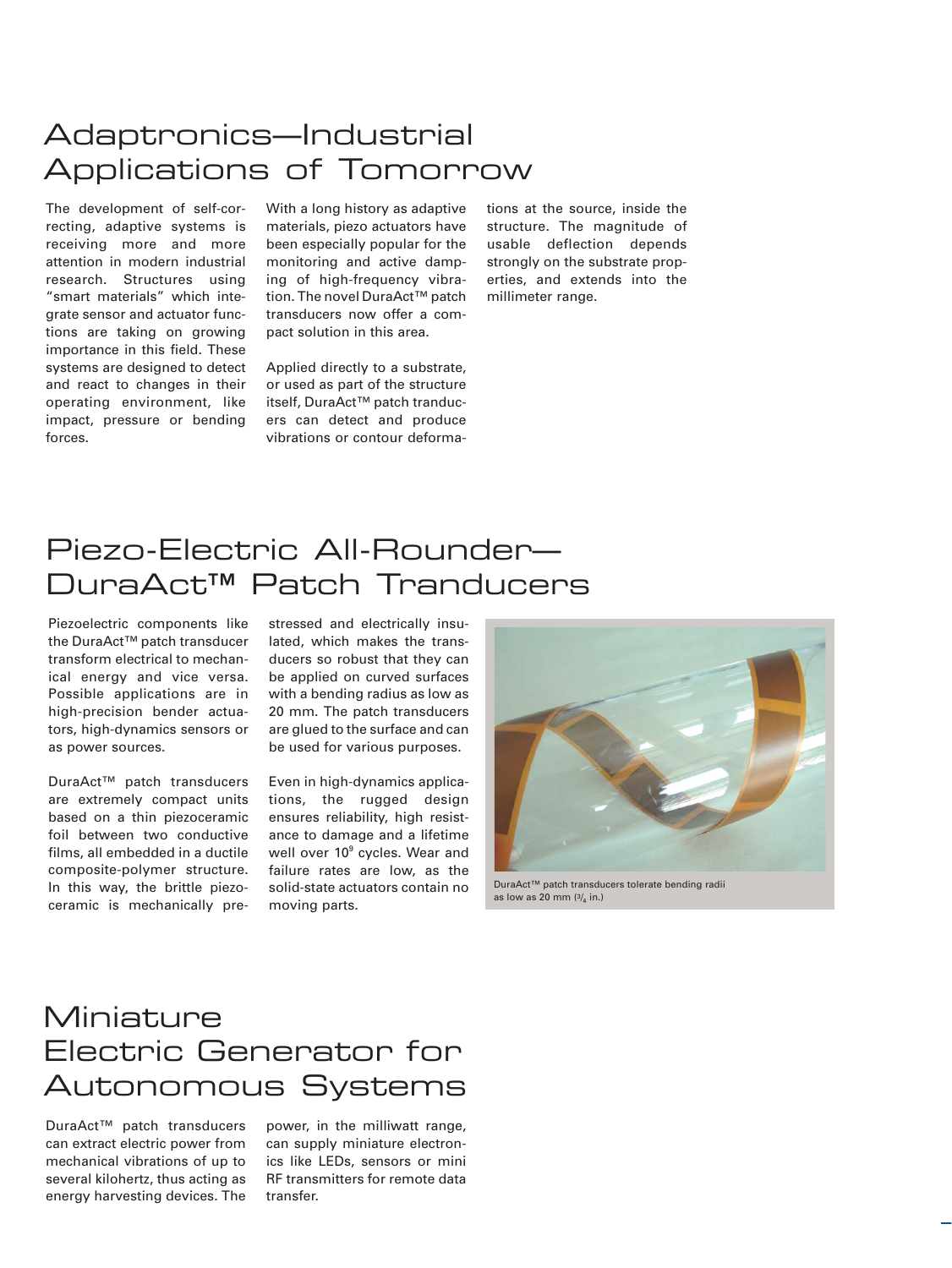# Adaptronics—Industrial Applications of Tomorrow

The development of self-correcting, adaptive systems is receiving more and more attention in modern industrial research. Structures using "smart materials" which integrate sensor and actuator functions are taking on growing importance in this field. These systems are designed to detect and react to changes in their operating environment, like impact, pressure or bending forces.

With a long history as adaptive materials, piezo actuators have been especially popular for the monitoring and active damping of high-frequency vibration. The novel DuraAct™ patch transducers now offer a compact solution in this area.

Applied directly to a substrate, or used as part of the structure itself, DuraAct™ patch tranducers can detect and produce vibrations or contour deformations at the source, inside the structure. The magnitude of usable deflection depends strongly on the substrate properties, and extends into the millimeter range.

# Piezo-Electric All-Rounder—DuraAct™ Patch Tranducers

Piezoelectric components like the DuraAct™ patch transducer transform electrical to mechanical energy and vice versa. Possible applications are in high-precision bender actuators, high-dynamics sensors or as power sources.

DuraAct™ patch transducers are extremely compact units based on a thin piezoceramic foil between two conductive films, all embedded in a ductile composite-polymer structure. In this way, the brittle piezoceramic is mechanically prestressed and electrically insulated, which makes the transducers so robust that they can be applied on curved surfaces with a bending radius as low as 20 mm. The patch transducers are glued to the surface and can be used for various purposes.

Even in high-dynamics applications, the rugged design ensures reliability, high resistance to damage and a lifetime well over $10^9$ cycles. Wear and failure rates are low, as the solid-state actuators contain no moving parts.

DuraAct™ patch transducers tolerate bending radii as low as 20 mm (3/4 in.)

# Miniature Electric Generator for Autonomous Systems

DuraAct™ patch transducers can extract electric power from mechanical vibrations of up to several kilohertz, thus acting as energy harvesting devices. The power, in the milliwatt range, can supply miniature electronics like LEDs, sensors or mini RF transmitters for remote data transfer.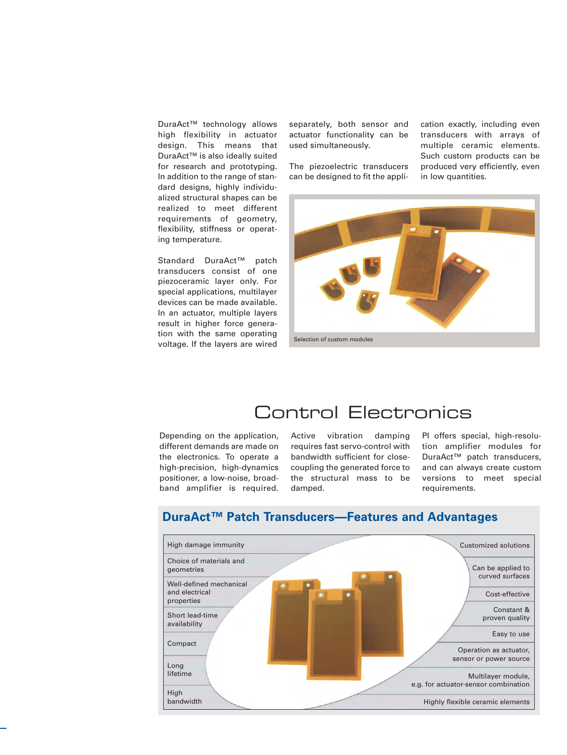DuraAct™ technology allows high flexibility in actuator design. This means that DuraAct™ is also ideally suited for research and prototyping. In addition to the range of standard designs, highly individualized structural shapes can be realized to meet different requirements of geometry, flexibility, stiffness or operating temperature.

Standard DuraAct™ patch transducers consist of one piezoceramic layer only. For special applications, multilayer devices can be made available. In an actuator, multiple layers result in higher force generation with the same operating voltage. If the layers are wired separately, both sensor and actuator functionality can be used simultaneously.

The piezoelectric transducers can be designed to fit the application exactly, including even transducers with arrays of multiple ceramic elements. Such custom products can be produced very efficiently, even in low quantities.

Selection of custom modules

# Control Electronics

Depending on the application, different demands are made on the electronics. To operate a high-precision, high-dynamics positioner, a low-noise, broadband amplifier is required. Active vibration damping requires fast servo-control with bandwidth sufficient for close-coupling the generated force to the structural mass to be damped. PI offers special, high-resolution amplifier modules for DuraAct™ patch transducers, and can always create custom versions to meet special requirements.

## DuraAct™ Patch Transducers—Features and Advantages

- High damage immunity
- Choice of materials and geometries
- Well-defined mechanical and electrical properties
- Short lead-time availability
- Compact
- Long lifetime
- High bandwidth
- Customized solutions
- Can be applied to curved surfaces
- Cost-effective
- Constant & proven quality
- Easy to use
- Operation as actuator, sensor or power source
- Multilayer module, e.g. for actuator-sensor combination
- Highly flexible ceramic elements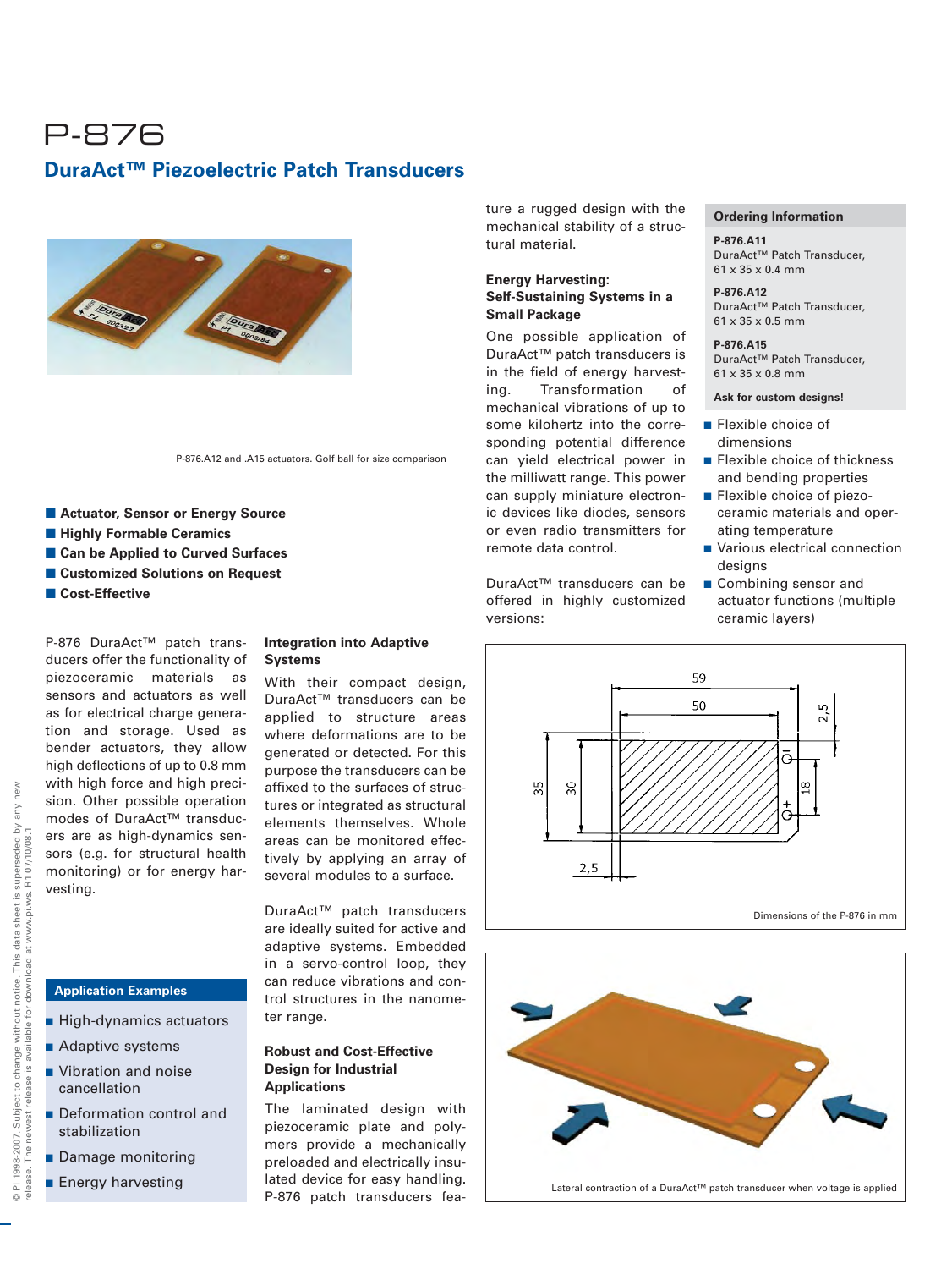# P-876

## DuraAct™ Piezoelectric Patch Transducers

P-876.A12 and .A15 actuators. Golf ball for size comparison

- **Actuator, Sensor or Energy Source**
- **Highly Formable Ceramics**
- **Can be Applied to Curved Surfaces**
- **Customized Solutions on Request**
- **Cost-Effective**

P-876 DuraAct™ patch transducers offer the functionality of piezoceramic materials as sensors and actuators as well as for electrical charge generation and storage. Used as bender actuators, they allow high deflections of up to 0.8 mm with high force and high precision. Other possible operation modes of DuraAct™ transducers are as high-dynamics sensors (e.g. for structural health monitoring) or for energy harvesting.

### Application Examples

- High-dynamics actuators
- Adaptive systems
- Vibration and noise cancellation
- Deformation control and stabilization
- Damage monitoring
- Energy harvesting

### Integration into Adaptive Systems

With their compact design, DuraAct™ transducers can be applied to structure areas where deformations are to be generated or detected. For this purpose the transducers can be affixed to the surfaces of structures or integrated as structural elements themselves. Whole areas can be monitored effectively by applying an array of several modules to a surface.

DuraAct™ patch transducers are ideally suited for active and adaptive systems. Embedded in a servo-control loop, they can reduce vibrations and control structures in the nanometer range.

### Robust and Cost-Effective Design for Industrial Applications

The laminated design with piezoceramic plate and polymers provide a mechanically preloaded and electrically insulated device for easy handling. P-876 patch transducers feature a rugged design with the mechanical stability of a structural material.

### Energy Harvesting: Self-Sustaining Systems in a Small Package

One possible application of DuraAct™ patch transducers is in the field of energy harvesting. Transformation of mechanical vibrations of up to some kilohertz into the corresponding potential difference can yield electrical power in the milliwatt range. This power can supply miniature electronic devices like diodes, sensors or even radio transmitters for remote data control.

DuraAct™ transducers can be offered in highly customized versions:

- Flexible choice of dimensions
- Flexible choice of thickness and bending properties
- Flexible choice of piezoceramic materials and operating temperature
- Various electrical connection designs
- Combining sensor and actuator functions (multiple ceramic layers)

### Ordering Information

**P-876.A11**
DuraAct™ Patch Transducer, 61 x 35 x 0.4 mm

**P-876.A12**
DuraAct™ Patch Transducer, 61 x 35 x 0.5 mm

**P-876.A15**
DuraAct™ Patch Transducer, 61 x 35 x 0.8 mm

**Ask for custom designs!**

Dimensions of the P-876 in mm

Lateral contraction of a DuraAct™ patch transducer when voltage is applied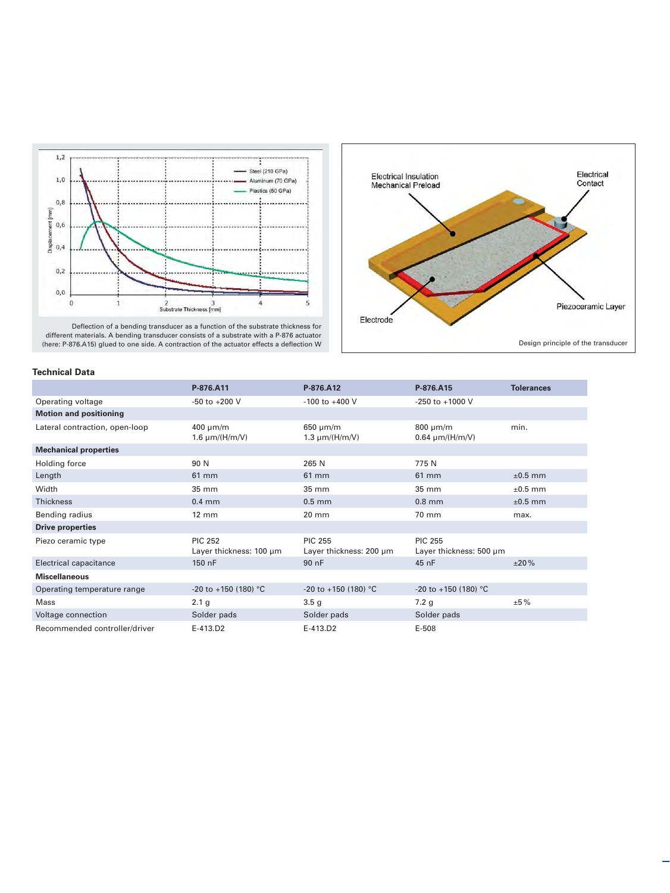Deflection of a bending transducer as a function of the substrate thickness for different materials. A bending transducer consists of a substrate with a P-876 actuator (here: P-876.A15) glued to one side. A contraction of the actuator effects a deflection W

Design principle of the transducer

### Technical Data

| | P-876.A11 | P-876.A12 | P-876.A15 | Tolerances |
|---|---|---|---|---|
| Operating voltage | -50 to +200 V | -100 to +400 V | -250 to +1000 V | |
| **Motion and positioning** | | | | |
| Lateral contraction, open-loop | 400 µm/m<br>1.6 µm/(H/m/V) | 650 µm/m<br>1.3 µm/(H/m/V) | 800 µm/m<br>0.64 µm/(H/m/V) | min. |
| **Mechanical properties** | | | | |
| Holding force | 90 N | 265 N | 775 N | |
| Length | 61 mm | 61 mm | 61 mm | ±0.5 mm |
| Width | 35 mm | 35 mm | 35 mm | ±0.5 mm |
| Thickness | 0.4 mm | 0.5 mm | 0.8 mm | ±0.5 mm |
| Bending radius | 12 mm | 20 mm | 70 mm | max. |
| **Drive properties** | | | | |
| Piezo ceramic type | PIC 252<br>Layer thickness: 100 µm | PIC 255<br>Layer thickness: 200 µm | PIC 255<br>Layer thickness: 500 µm | |
| Electrical capacitance | 150 nF | 90 nF | 45 nF | ±20% |
| **Miscellaneous** | | | | |
| Operating temperature range | -20 to +150 (180) °C | -20 to +150 (180) °C | -20 to +150 (180) °C | |
| Mass | 2.1 g | 3.5 g | 7.2 g | ±5% |
| Voltage connection | Solder pads | Solder pads | Solder pads | |
| Recommended controller/driver | E-413.D2 | E-413.D2 | E-508 | |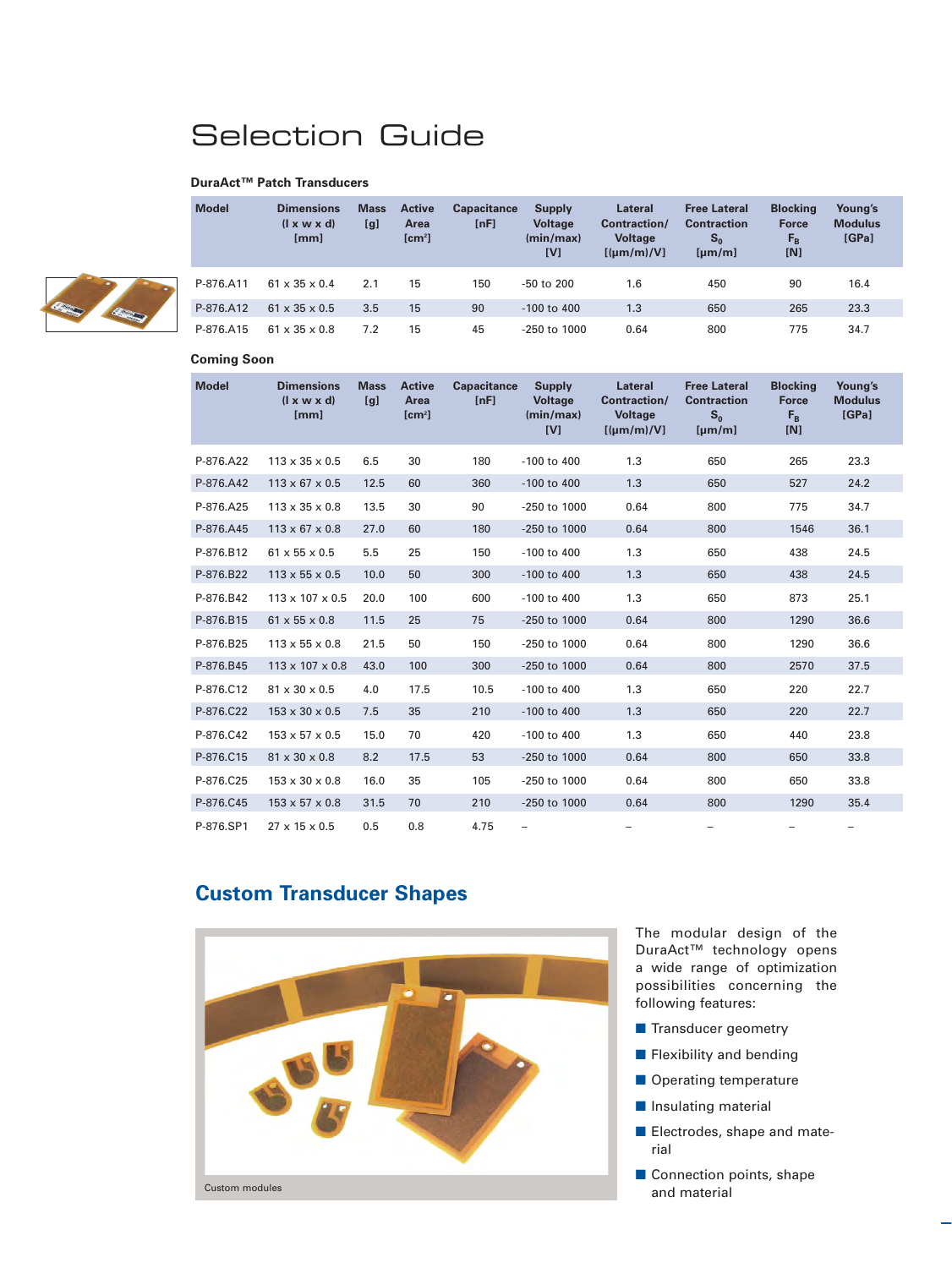# Selection Guide

### DuraAct™ Patch Transducers

| Model | Dimensions (l x w x d) [mm] | Mass [g] | Active Area [cm²] | Capacitance [nF] | Supply Voltage (min/max) [V] | Lateral Contraction/ Voltage [(µm/m)/V] | Free Lateral Contraction $S_0$ [µm/m] | Blocking Force $F_B$ [N] | Young's Modulus [GPa] |
|---|---|---|---|---|---|---|---|---|---|
| P-876.A11 | 61 x 35 x 0.4 | 2.1 | 15 | 150 | -50 to 200 | 1.6 | 450 | 90 | 16.4 |
| P-876.A12 | 61 x 35 x 0.5 | 3.5 | 15 | 90 | -100 to 400 | 1.3 | 650 | 265 | 23.3 |
| P-876.A15 | 61 x 35 x 0.8 | 7.2 | 15 | 45 | -250 to 1000 | 0.64 | 800 | 775 | 34.7 |

### Coming Soon

| Model | Dimensions (l x w x d) [mm] | Mass [g] | Active Area [cm²] | Capacitance [nF] | Supply Voltage (min/max) [V] | Lateral Contraction/ Voltage [(µm/m)/V] | Free Lateral Contraction $S_0$ [µm/m] | Blocking Force $F_B$ [N] | Young's Modulus [GPa] |
|---|---|---|---|---|---|---|---|---|---|
| P-876.A22 | 113 x 35 x 0.5 | 6.5 | 30 | 180 | -100 to 400 | 1.3 | 650 | 265 | 23.3 |
| P-876.A42 | 113 x 67 x 0.5 | 12.5 | 60 | 360 | -100 to 400 | 1.3 | 650 | 527 | 24.2 |
| P-876.A25 | 113 x 35 x 0.8 | 13.5 | 30 | 90 | -250 to 1000 | 0.64 | 800 | 775 | 34.7 |
| P-876.A45 | 113 x 67 x 0.8 | 27.0 | 60 | 180 | -250 to 1000 | 0.64 | 800 | 1546 | 36.1 |
| P-876.B12 | 61 x 55 x 0.5 | 5.5 | 25 | 150 | -100 to 400 | 1.3 | 650 | 438 | 24.5 |
| P-876.B22 | 113 x 55 x 0.5 | 10.0 | 50 | 300 | -100 to 400 | 1.3 | 650 | 438 | 24.5 |
| P-876.B42 | 113 x 107 x 0.5 | 20.0 | 100 | 600 | -100 to 400 | 1.3 | 650 | 873 | 25.1 |
| P-876.B15 | 61 x 55 x 0.8 | 11.5 | 25 | 75 | -250 to 1000 | 0.64 | 800 | 1290 | 36.6 |
| P-876.B25 | 113 x 55 x 0.8 | 21.5 | 50 | 150 | -250 to 1000 | 0.64 | 800 | 1290 | 36.6 |
| P-876.B45 | 113 x 107 x 0.8 | 43.0 | 100 | 300 | -250 to 1000 | 0.64 | 800 | 2570 | 37.5 |
| P-876.C12 | 81 x 30 x 0.5 | 4.0 | 17.5 | 10.5 | -100 to 400 | 1.3 | 650 | 220 | 22.7 |
| P-876.C22 | 153 x 30 x 0.5 | 7.5 | 35 | 210 | -100 to 400 | 1.3 | 650 | 220 | 22.7 |
| P-876.C42 | 153 x 57 x 0.5 | 15.0 | 70 | 420 | -100 to 400 | 1.3 | 650 | 440 | 23.8 |
| P-876.C15 | 81 x 30 x 0.8 | 8.2 | 17.5 | 53 | -250 to 1000 | 0.64 | 800 | 650 | 33.8 |
| P-876.C25 | 153 x 30 x 0.8 | 16.0 | 35 | 105 | -250 to 1000 | 0.64 | 800 | 650 | 33.8 |
| P-876.C45 | 153 x 57 x 0.8 | 31.5 | 70 | 210 | -250 to 1000 | 0.64 | 800 | 1290 | 35.4 |
| P-876.SP1 | 27 x 15 x 0.5 | 0.5 | 0.8 | 4.75 | – | – | – | – | – |

## Custom Transducer Shapes

Custom modules

The modular design of the DuraAct™ technology opens a wide range of optimization possibilities concerning the following features:

- Transducer geometry
- Flexibility and bending
- Operating temperature
- Insulating material
- Electrodes, shape and material
- Connection points, shape and material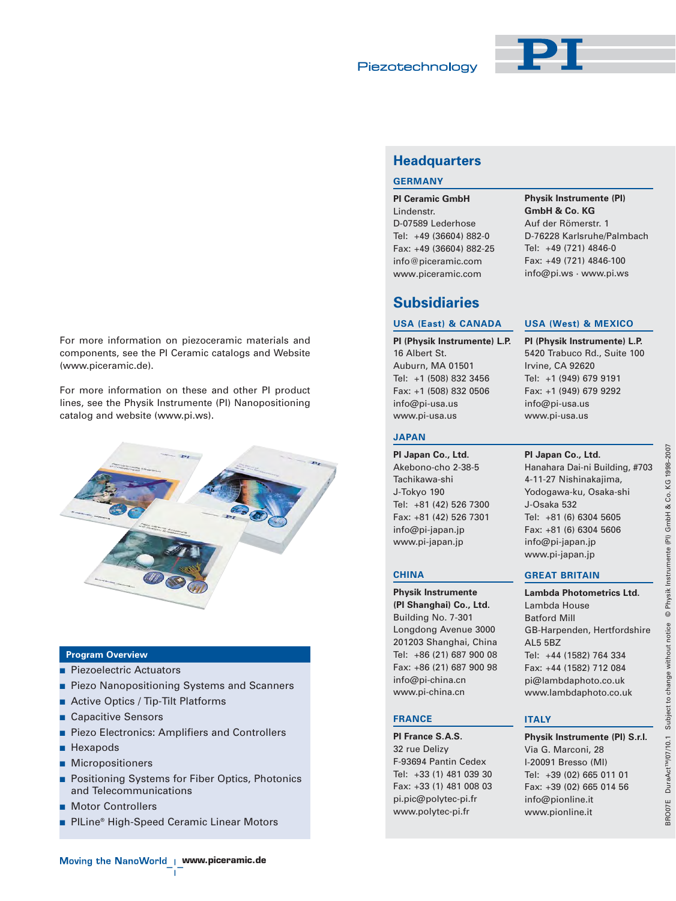For more information on piezoceramic materials and components, see the PI Ceramic catalogs and Website (www.piceramic.de).

For more information on these and other PI product lines, see the Physik Instrumente (PI) Nanopositioning catalog and website (www.pi.ws).

**Program Overview**

- Piezoelectric Actuators
- Piezo Nanopositioning Systems and Scanners
- Active Optics / Tip-Tilt Platforms
- Capacitive Sensors
- Piezo Electronics: Amplifiers and Controllers
- Hexapods
- Micropositioners
- Positioning Systems for Fiber Optics, Photonics and Telecommunications
- Motor Controllers
- PILine® High-Speed Ceramic Linear Motors

## Headquarters

### GERMANY

**PI Ceramic GmbH**
Lindenstr.
D-07589 Lederhose
Tel: +49 (36604) 882-0
Fax: +49 (36604) 882-25
info@piceramic.com
www.piceramic.com

**Physik Instrumente (PI) GmbH & Co. KG**
Auf der Römerstr. 1
D-76228 Karlsruhe/Palmbach
Tel: +49 (721) 4846-0
Fax: +49 (721) 4846-100
info@pi.ws · www.pi.ws

## Subsidiaries

### USA (East) & CANADA

**PI (Physik Instrumente) L.P.**
16 Albert St.
Auburn, MA 01501
Tel: +1 (508) 832 3456
Fax: +1 (508) 832 0506
info@pi-usa.us
www.pi-usa.us

### USA (West) & MEXICO

**PI (Physik Instrumente) L.P.**
5420 Trabuco Rd., Suite 100
Irvine, CA 92620
Tel: +1 (949) 679 9191
Fax: +1 (949) 679 9292
info@pi-usa.us
www.pi-usa.us

### JAPAN

**PI Japan Co., Ltd.**
Akebono-cho 2-38-5
Tachikawa-shi
J-Tokyo 190
Tel: +81 (42) 526 7300
Fax: +81 (42) 526 7301
info@pi-japan.jp
www.pi-japan.jp

**PI Japan Co., Ltd.**
Hanahara Dai-ni Building, #703
4-11-27 Nishinakajima,
Yodogawa-ku, Osaka-shi
J-Osaka 532
Tel: +81 (6) 6304 5605
Fax: +81 (6) 6304 5606
info@pi-japan.jp
www.pi-japan.jp

### CHINA

**Physik Instrumente (PI Shanghai) Co., Ltd.**
Building No. 7-301
Longdong Avenue 3000
201203 Shanghai, China
Tel: +86 (21) 687 900 08
Fax: +86 (21) 687 900 98
info@pi-china.cn
www.pi-china.cn

### GREAT BRITAIN

**Lambda Photometrics Ltd.**
Lambda House
Batford Mill
GB-Harpenden, Hertfordshire
AL5 5BZ
Tel: +44 (1582) 764 334
Fax: +44 (1582) 712 084
pi@lambdaphoto.co.uk
www.lambdaphoto.co.uk

### FRANCE

**PI France S.A.S.**
32 rue Delizy
F-93694 Pantin Cedex
Tel: +33 (1) 481 039 30
Fax: +33 (1) 481 008 03
pi.pic@polytec-pi.fr
www.polytec-pi.fr

### ITALY

**Physik Instrumente (PI) S.r.l.**
Via G. Marconi, 28
I-20091 Bresso (MI)
Tel: +39 (02) 665 011 01
Fax: +39 (02) 665 014 56
info@pionline.it
www.pionline.it

BRO07E DuraAct™/07/10.1 Subject to change without notice © Physik Instrumente (PI) GmbH & Co. KG 1998-2007

Moving the NanoWorld | www.piceramic.de